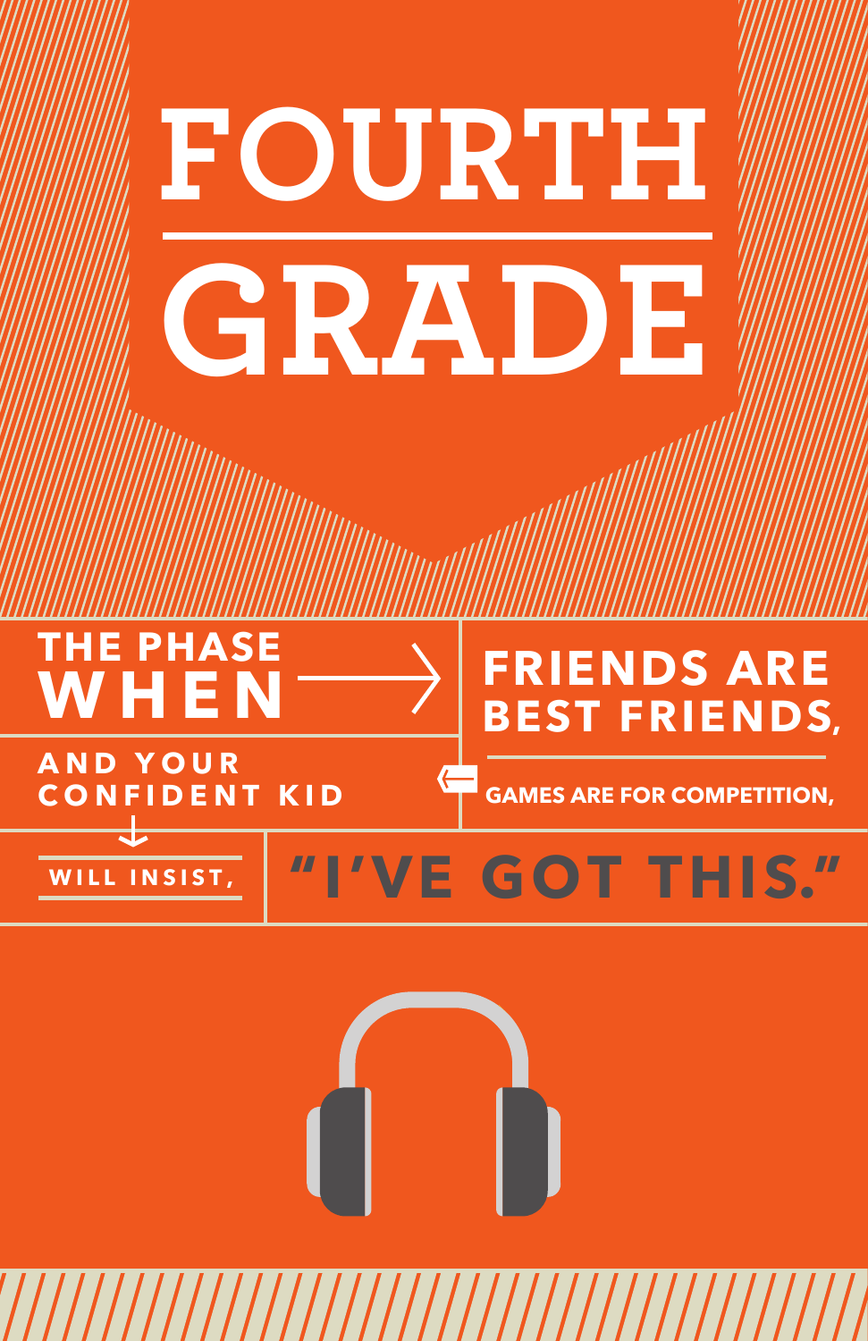# FOURTH GRADE

THE PHASE WHEN FRIENDS ARE BEST FRIENDS,

GAMES ARE FOR COMPETITION,

AND YOUR CONFIDENT KID

WILL INSIST, **"I'VE GOT THIS."**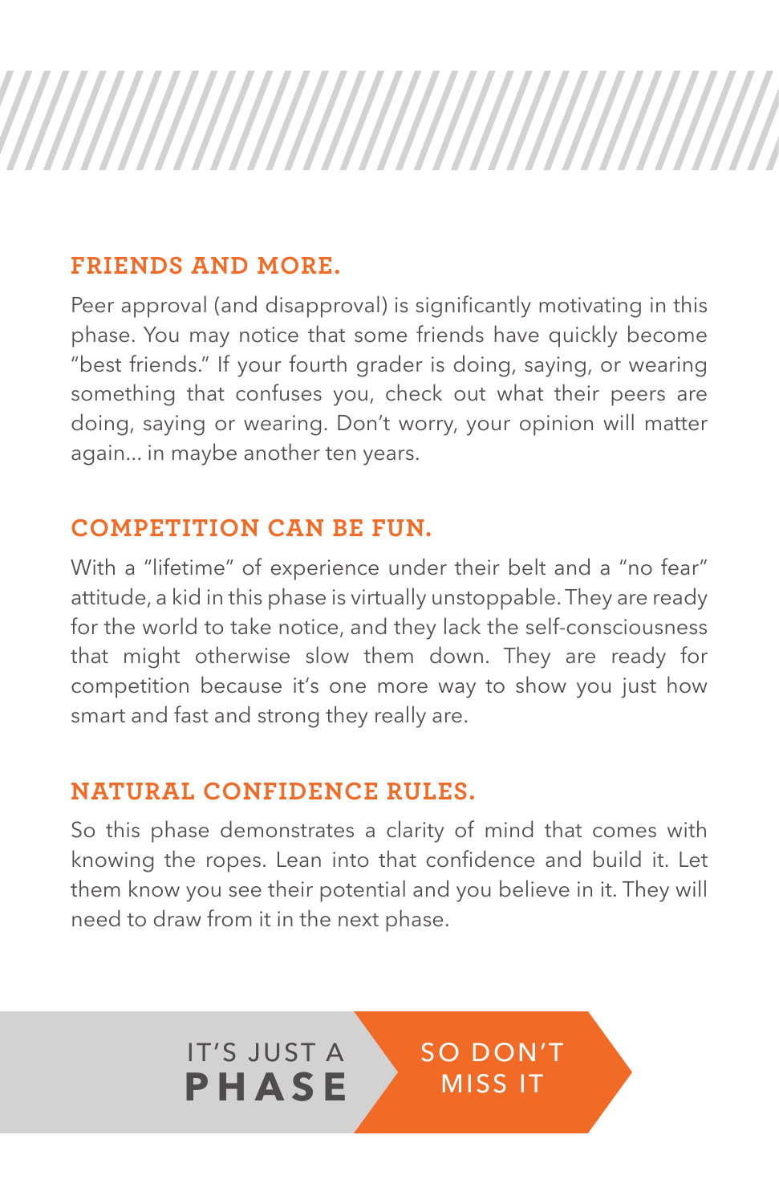## FRIENDS AND MORE.

Peer approval (and disapproval) is significantly motivating in this phase. You may notice that some friends have quickly become "best friends." If your fourth grader is doing, saying, or wearing something that confuses you, check out what their peers are doing, saying or wearing. Don't worry, your opinion will matter again... in maybe another ten years.

## COMPETITION CAN BE FUN.

With a "lifetime" of experience under their belt and a "no fear" attitude, a kid in this phase is virtually unstoppable. They are ready for the world to take notice, and they lack the self-consciousness that might otherwise slow them down. They are ready for competition because it's one more way to show you just how smart and fast and strong they really are.

## NATURAL CONFIDENCE RULES.

So this phase demonstrates a clarity of mind that comes with knowing the ropes. Lean into that confidence and build it. Let them know you see their potential and you believe in it. They will need to draw from it in the next phase.

IT'S JUST A **PHASE** SO DON'T MISS IT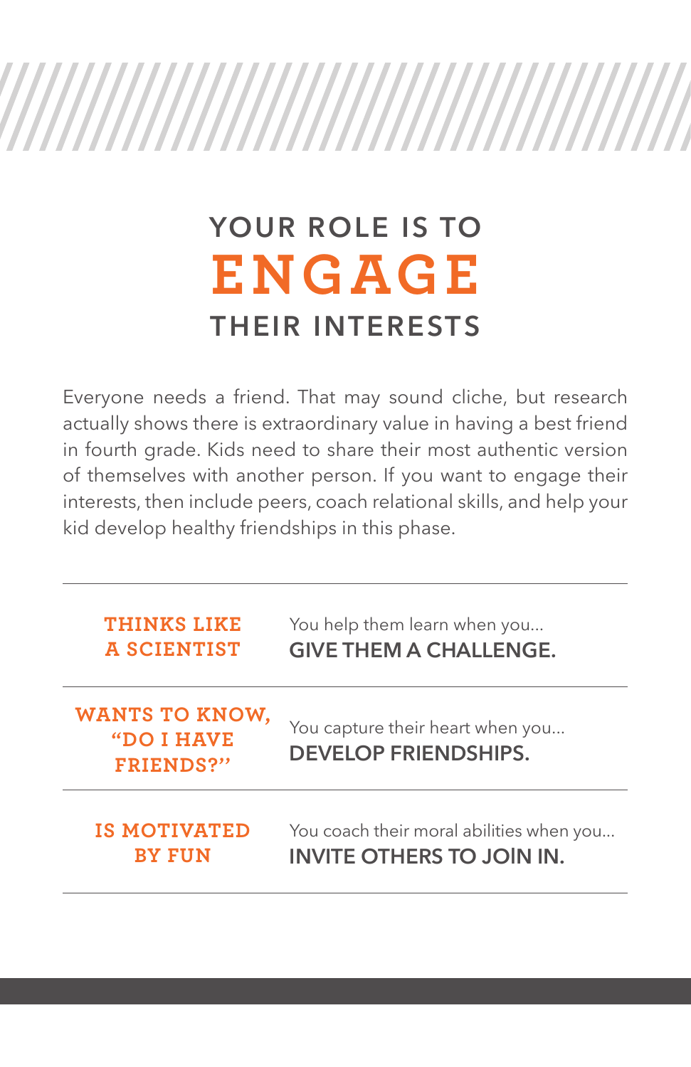# YOUR ROLE IS TO ENGAGE THEIR INTERESTS

Everyone needs a friend. That may sound cliche, but research actually shows there is extraordinary value in having a best friend in fourth grade. Kids need to share their most authentic version of themselves with another person. If you want to engage their interests, then include peers, coach relational skills, and help your kid develop healthy friendships in this phase.

| | |
|---|---|
| **THINKS LIKE A SCIENTIST** | You help them learn when you... **GIVE THEM A CHALLENGE.** |
| **WANTS TO KNOW, "DO I HAVE FRIENDS?"** | You capture their heart when you... **DEVELOP FRIENDSHIPS.** |
| **IS MOTIVATED BY FUN** | You coach their moral abilities when you... **INVITE OTHERS TO JOIN IN.** |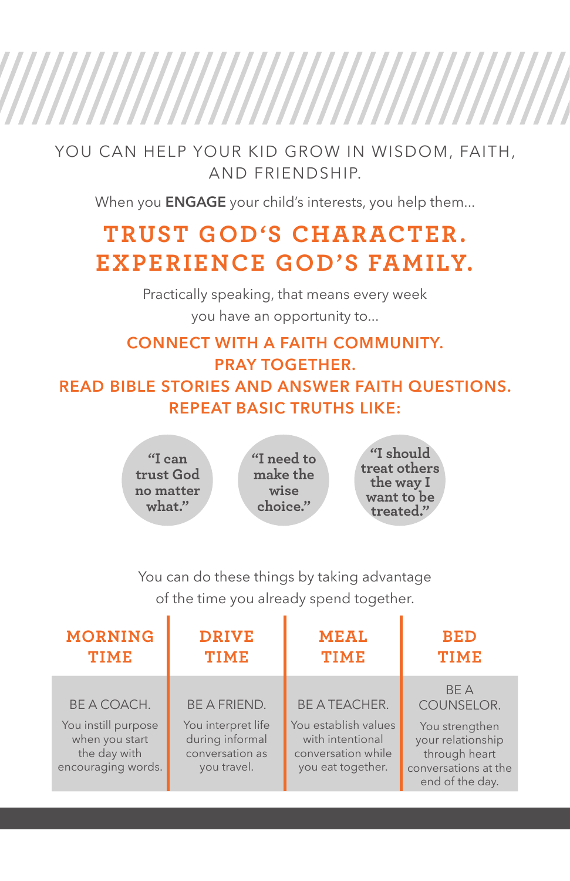YOU CAN HELP YOUR KID GROW IN WISDOM, FAITH, AND FRIENDSHIP.

When you **ENGAGE** your child's interests, you help them...

## TRUST GOD'S CHARACTER. EXPERIENCE GOD'S FAMILY.

Practically speaking, that means every week you have an opportunity to...

**CONNECT WITH A FAITH COMMUNITY.**
**PRAY TOGETHER.**
**READ BIBLE STORIES AND ANSWER FAITH QUESTIONS.**
**REPEAT BASIC TRUTHS LIKE:**

- "I can trust God no matter what."
- "I need to make the wise choice."
- "I should treat others the way I want to be treated."

You can do these things by taking advantage of the time you already spend together.

| MORNING TIME | DRIVE TIME | MEAL TIME | BED TIME |
|---|---|---|---|
| BE A COACH. You instill purpose when you start the day with encouraging words. | BE A FRIEND. You interpret life during informal conversation as you travel. | BE A TEACHER. You establish values with intentional conversation while you eat together. | BE A COUNSELOR. You strengthen your relationship through heart conversations at the end of the day. |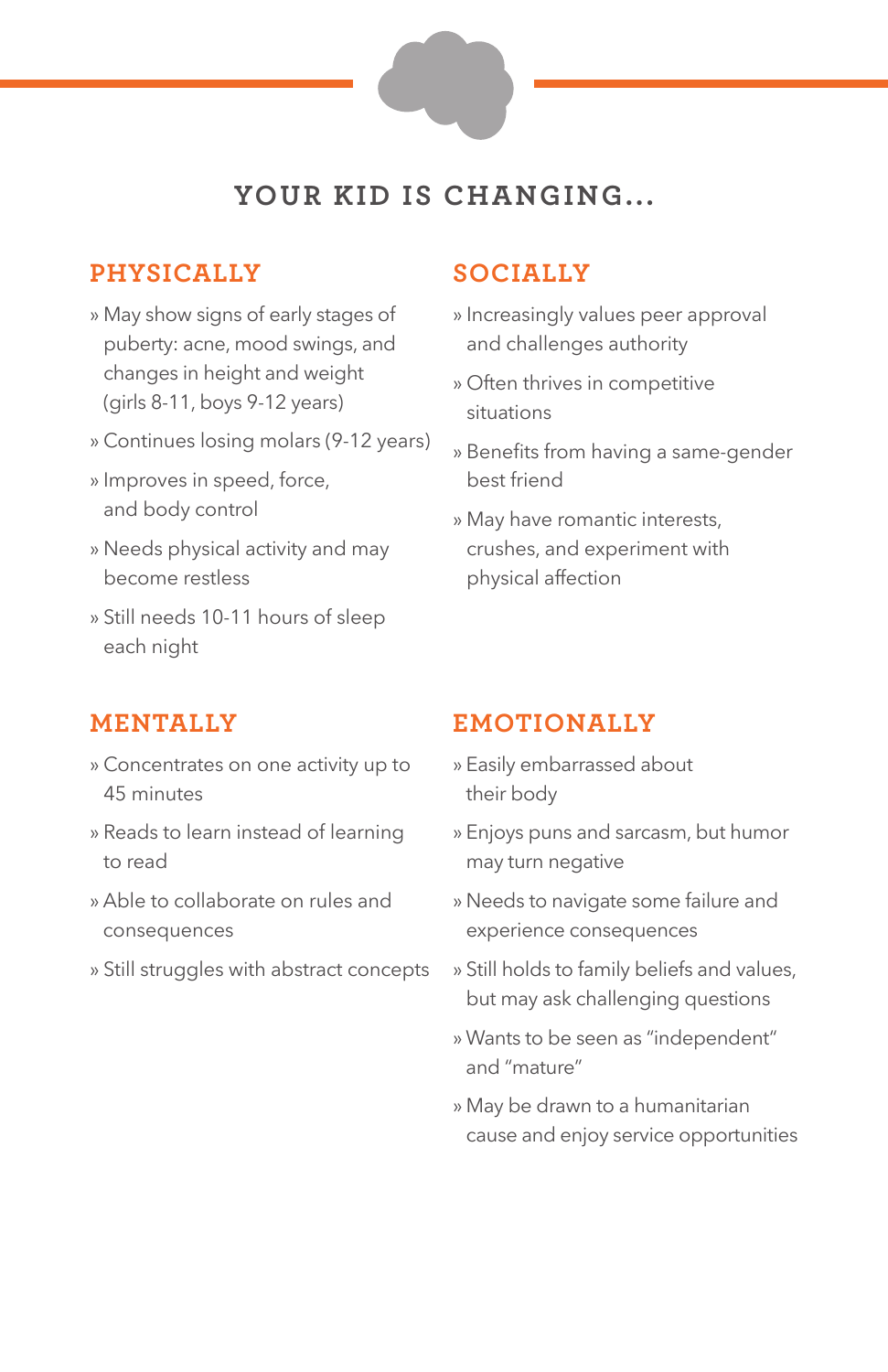## YOUR KID IS CHANGING...

### PHYSICALLY

- May show signs of early stages of puberty: acne, mood swings, and changes in height and weight (girls 8-11, boys 9-12 years)
- Continues losing molars (9-12 years)
- Improves in speed, force, and body control
- Needs physical activity and may become restless
- Still needs 10-11 hours of sleep each night

### SOCIALLY

- Increasingly values peer approval and challenges authority
- Often thrives in competitive situations
- Benefits from having a same-gender best friend
- May have romantic interests, crushes, and experiment with physical affection

### MENTALLY

- Concentrates on one activity up to 45 minutes
- Reads to learn instead of learning to read
- Able to collaborate on rules and consequences
- Still struggles with abstract concepts

### EMOTIONALLY

- Easily embarrassed about their body
- Enjoys puns and sarcasm, but humor may turn negative
- Needs to navigate some failure and experience consequences
- Still holds to family beliefs and values, but may ask challenging questions
- Wants to be seen as "independent" and "mature"
- May be drawn to a humanitarian cause and enjoy service opportunities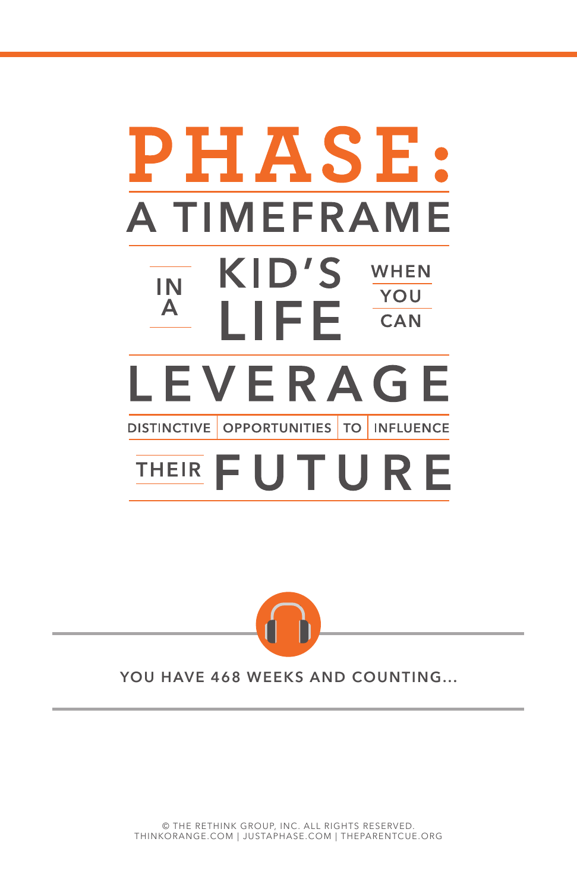# PHASE:

## A TIMEFRAME IN A KID'S LIFE WHEN YOU CAN LEVERAGE DISTINCTIVE OPPORTUNITIES TO INFLUENCE THEIR FUTURE

YOU HAVE 468 WEEKS AND COUNTING...

© THE RETHINK GROUP, INC. ALL RIGHTS RESERVED.
THINKORANGE.COM | JUSTAPHASE.COM | THEPARENTCUE.ORG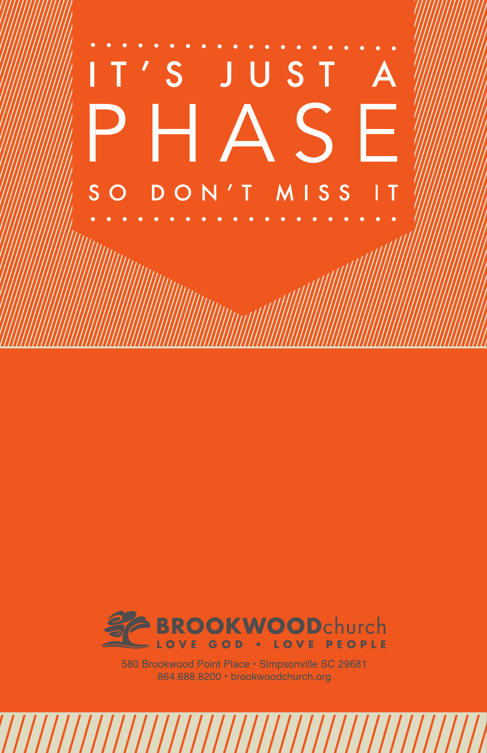# IT'S JUST A PHASE

## SO DON'T MISS IT

**BROOKWOOD**church

LOVE GOD • LOVE PEOPLE

580 Brookwood Point Place • Simpsonville SC 29681
864.688.8200 • brookwoodchurch.org